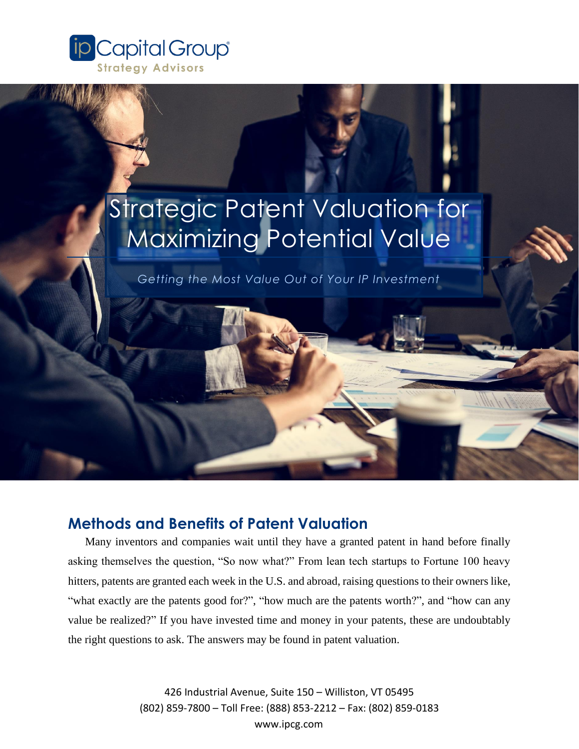ipCapital Group
Strategy Advisors

# Strategic Patent Valuation for Maximizing Potential Value

*Getting the Most Value Out of Your IP Investment*

## Methods and Benefits of Patent Valuation

Many inventors and companies wait until they have a granted patent in hand before finally asking themselves the question, "So now what?" From lean tech startups to Fortune 100 heavy hitters, patents are granted each week in the U.S. and abroad, raising questions to their owners like, "what exactly are the patents good for?", "how much are the patents worth?", and "how can any value be realized?" If you have invested time and money in your patents, these are undoubtably the right questions to ask. The answers may be found in patent valuation.

426 Industrial Avenue, Suite 150 – Williston, VT 05495
(802) 859-7800 – Toll Free: (888) 853-2212 – Fax: (802) 859-0183
www.ipcg.com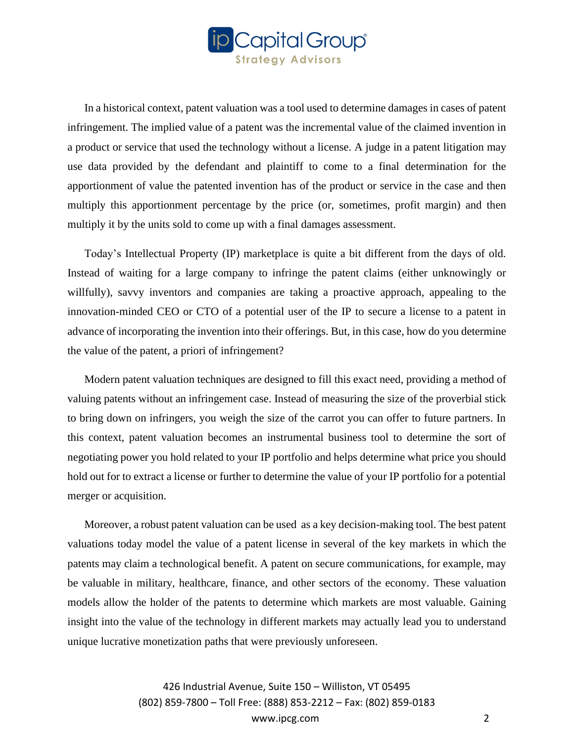In a historical context, patent valuation was a tool used to determine damages in cases of patent infringement. The implied value of a patent was the incremental value of the claimed invention in a product or service that used the technology without a license. A judge in a patent litigation may use data provided by the defendant and plaintiff to come to a final determination for the apportionment of value the patented invention has of the product or service in the case and then multiply this apportionment percentage by the price (or, sometimes, profit margin) and then multiply it by the units sold to come up with a final damages assessment.

Today's Intellectual Property (IP) marketplace is quite a bit different from the days of old. Instead of waiting for a large company to infringe the patent claims (either unknowingly or willfully), savvy inventors and companies are taking a proactive approach, appealing to the innovation-minded CEO or CTO of a potential user of the IP to secure a license to a patent in advance of incorporating the invention into their offerings. But, in this case, how do you determine the value of the patent, a priori of infringement?

Modern patent valuation techniques are designed to fill this exact need, providing a method of valuing patents without an infringement case. Instead of measuring the size of the proverbial stick to bring down on infringers, you weigh the size of the carrot you can offer to future partners. In this context, patent valuation becomes an instrumental business tool to determine the sort of negotiating power you hold related to your IP portfolio and helps determine what price you should hold out for to extract a license or further to determine the value of your IP portfolio for a potential merger or acquisition.

Moreover, a robust patent valuation can be used as a key decision-making tool. The best patent valuations today model the value of a patent license in several of the key markets in which the patents may claim a technological benefit. A patent on secure communications, for example, may be valuable in military, healthcare, finance, and other sectors of the economy. These valuation models allow the holder of the patents to determine which markets are most valuable. Gaining insight into the value of the technology in different markets may actually lead you to understand unique lucrative monetization paths that were previously unforeseen.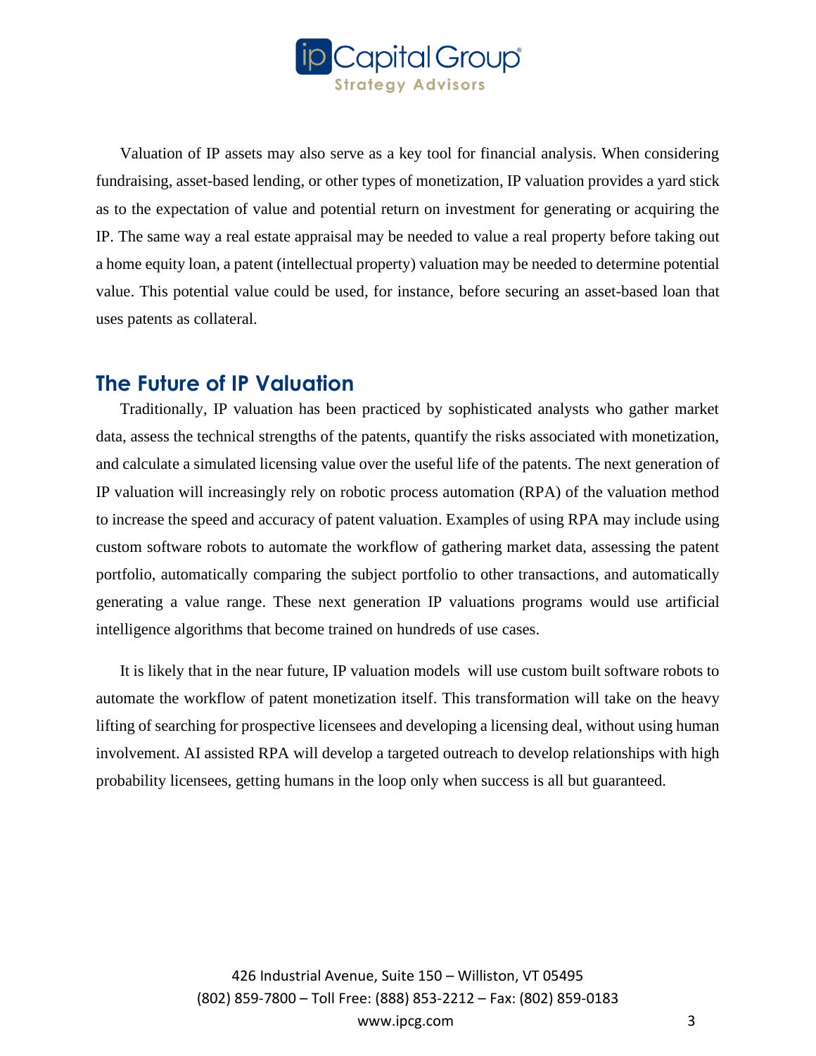Valuation of IP assets may also serve as a key tool for financial analysis. When considering fundraising, asset-based lending, or other types of monetization, IP valuation provides a yard stick as to the expectation of value and potential return on investment for generating or acquiring the IP. The same way a real estate appraisal may be needed to value a real property before taking out a home equity loan, a patent (intellectual property) valuation may be needed to determine potential value. This potential value could be used, for instance, before securing an asset-based loan that uses patents as collateral.

## The Future of IP Valuation

Traditionally, IP valuation has been practiced by sophisticated analysts who gather market data, assess the technical strengths of the patents, quantify the risks associated with monetization, and calculate a simulated licensing value over the useful life of the patents. The next generation of IP valuation will increasingly rely on robotic process automation (RPA) of the valuation method to increase the speed and accuracy of patent valuation. Examples of using RPA may include using custom software robots to automate the workflow of gathering market data, assessing the patent portfolio, automatically comparing the subject portfolio to other transactions, and automatically generating a value range. These next generation IP valuations programs would use artificial intelligence algorithms that become trained on hundreds of use cases.

It is likely that in the near future, IP valuation models will use custom built software robots to automate the workflow of patent monetization itself. This transformation will take on the heavy lifting of searching for prospective licensees and developing a licensing deal, without using human involvement. AI assisted RPA will develop a targeted outreach to develop relationships with high probability licensees, getting humans in the loop only when success is all but guaranteed.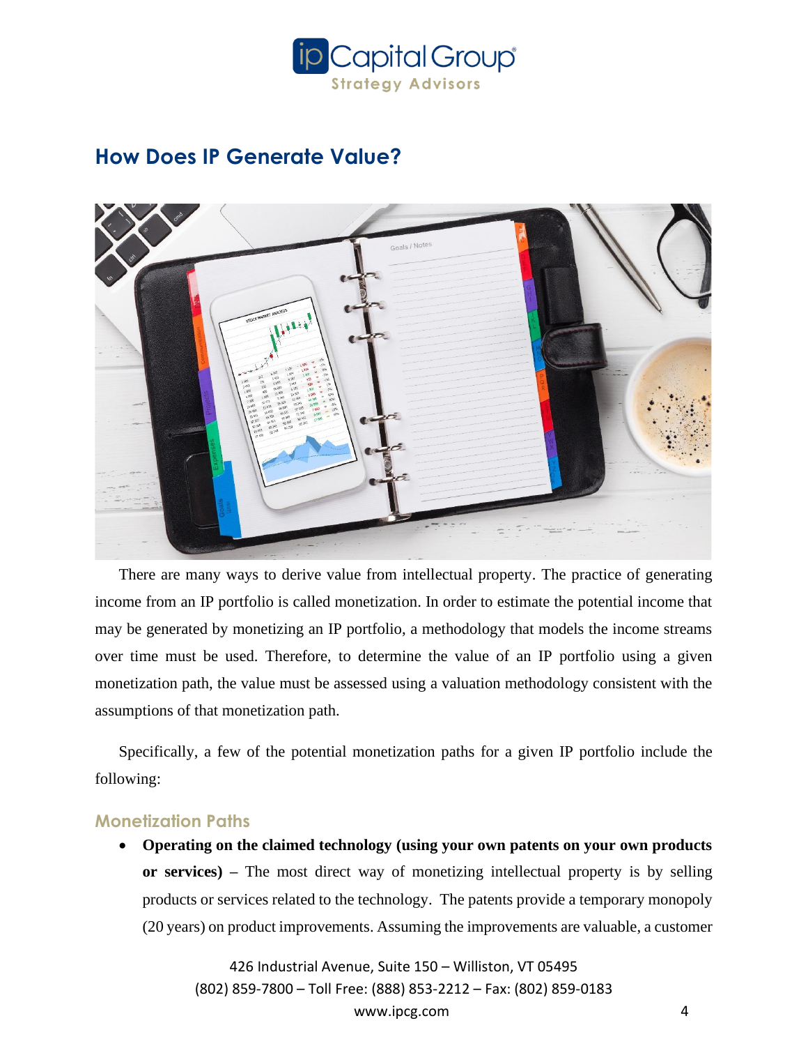## How Does IP Generate Value?

There are many ways to derive value from intellectual property. The practice of generating income from an IP portfolio is called monetization. In order to estimate the potential income that may be generated by monetizing an IP portfolio, a methodology that models the income streams over time must be used. Therefore, to determine the value of an IP portfolio using a given monetization path, the value must be assessed using a valuation methodology consistent with the assumptions of that monetization path.

Specifically, a few of the potential monetization paths for a given IP portfolio include the following:

### Monetization Paths

- **Operating on the claimed technology (using your own patents on your own products or services)** – The most direct way of monetizing intellectual property is by selling products or services related to the technology. The patents provide a temporary monopoly (20 years) on product improvements. Assuming the improvements are valuable, a customer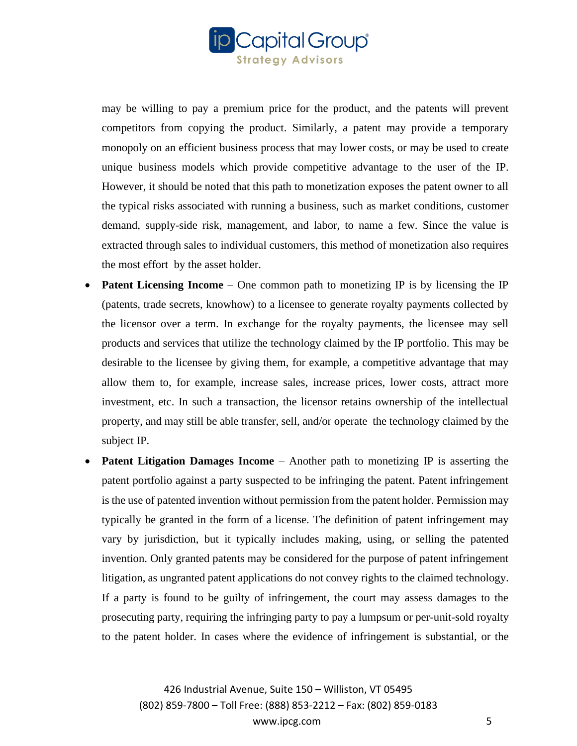may be willing to pay a premium price for the product, and the patents will prevent competitors from copying the product. Similarly, a patent may provide a temporary monopoly on an efficient business process that may lower costs, or may be used to create unique business models which provide competitive advantage to the user of the IP. However, it should be noted that this path to monetization exposes the patent owner to all the typical risks associated with running a business, such as market conditions, customer demand, supply-side risk, management, and labor, to name a few. Since the value is extracted through sales to individual customers, this method of monetization also requires the most effort by the asset holder.

- **Patent Licensing Income** – One common path to monetizing IP is by licensing the IP (patents, trade secrets, knowhow) to a licensee to generate royalty payments collected by the licensor over a term. In exchange for the royalty payments, the licensee may sell products and services that utilize the technology claimed by the IP portfolio. This may be desirable to the licensee by giving them, for example, a competitive advantage that may allow them to, for example, increase sales, increase prices, lower costs, attract more investment, etc. In such a transaction, the licensor retains ownership of the intellectual property, and may still be able transfer, sell, and/or operate the technology claimed by the subject IP.
- **Patent Litigation Damages Income** – Another path to monetizing IP is asserting the patent portfolio against a party suspected to be infringing the patent. Patent infringement is the use of patented invention without permission from the patent holder. Permission may typically be granted in the form of a license. The definition of patent infringement may vary by jurisdiction, but it typically includes making, using, or selling the patented invention. Only granted patents may be considered for the purpose of patent infringement litigation, as ungranted patent applications do not convey rights to the claimed technology. If a party is found to be guilty of infringement, the court may assess damages to the prosecuting party, requiring the infringing party to pay a lumpsum or per-unit-sold royalty to the patent holder. In cases where the evidence of infringement is substantial, or the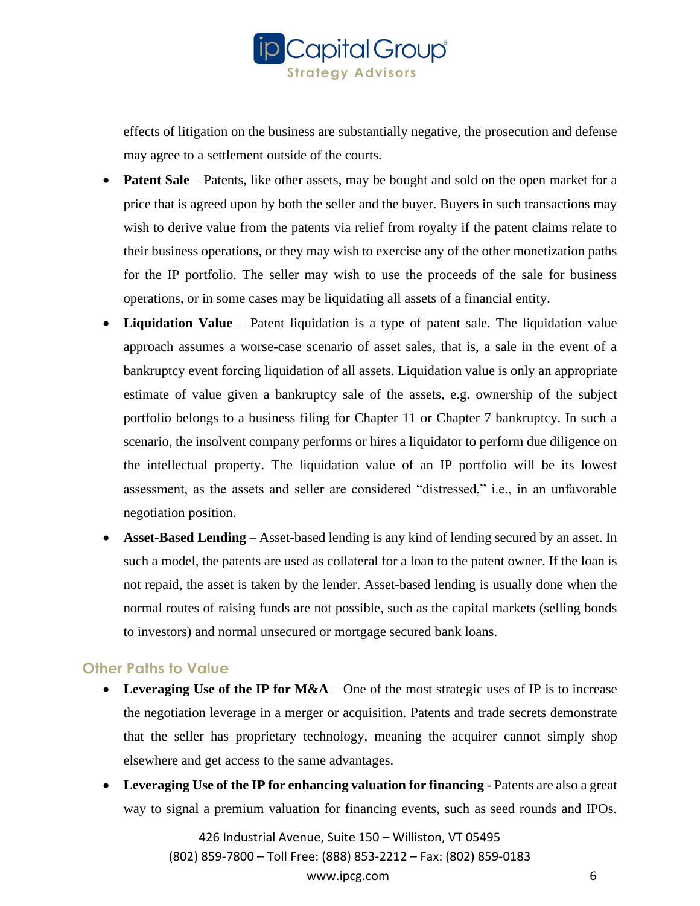effects of litigation on the business are substantially negative, the prosecution and defense may agree to a settlement outside of the courts.

- **Patent Sale** – Patents, like other assets, may be bought and sold on the open market for a price that is agreed upon by both the seller and the buyer. Buyers in such transactions may wish to derive value from the patents via relief from royalty if the patent claims relate to their business operations, or they may wish to exercise any of the other monetization paths for the IP portfolio. The seller may wish to use the proceeds of the sale for business operations, or in some cases may be liquidating all assets of a financial entity.
- **Liquidation Value** – Patent liquidation is a type of patent sale. The liquidation value approach assumes a worse-case scenario of asset sales, that is, a sale in the event of a bankruptcy event forcing liquidation of all assets. Liquidation value is only an appropriate estimate of value given a bankruptcy sale of the assets, e.g. ownership of the subject portfolio belongs to a business filing for Chapter 11 or Chapter 7 bankruptcy. In such a scenario, the insolvent company performs or hires a liquidator to perform due diligence on the intellectual property. The liquidation value of an IP portfolio will be its lowest assessment, as the assets and seller are considered "distressed," i.e., in an unfavorable negotiation position.
- **Asset-Based Lending** – Asset-based lending is any kind of lending secured by an asset. In such a model, the patents are used as collateral for a loan to the patent owner. If the loan is not repaid, the asset is taken by the lender. Asset-based lending is usually done when the normal routes of raising funds are not possible, such as the capital markets (selling bonds to investors) and normal unsecured or mortgage secured bank loans.

## Other Paths to Value

- **Leveraging Use of the IP for M&A** – One of the most strategic uses of IP is to increase the negotiation leverage in a merger or acquisition. Patents and trade secrets demonstrate that the seller has proprietary technology, meaning the acquirer cannot simply shop elsewhere and get access to the same advantages.
- **Leveraging Use of the IP for enhancing valuation for financing** - Patents are also a great way to signal a premium valuation for financing events, such as seed rounds and IPOs.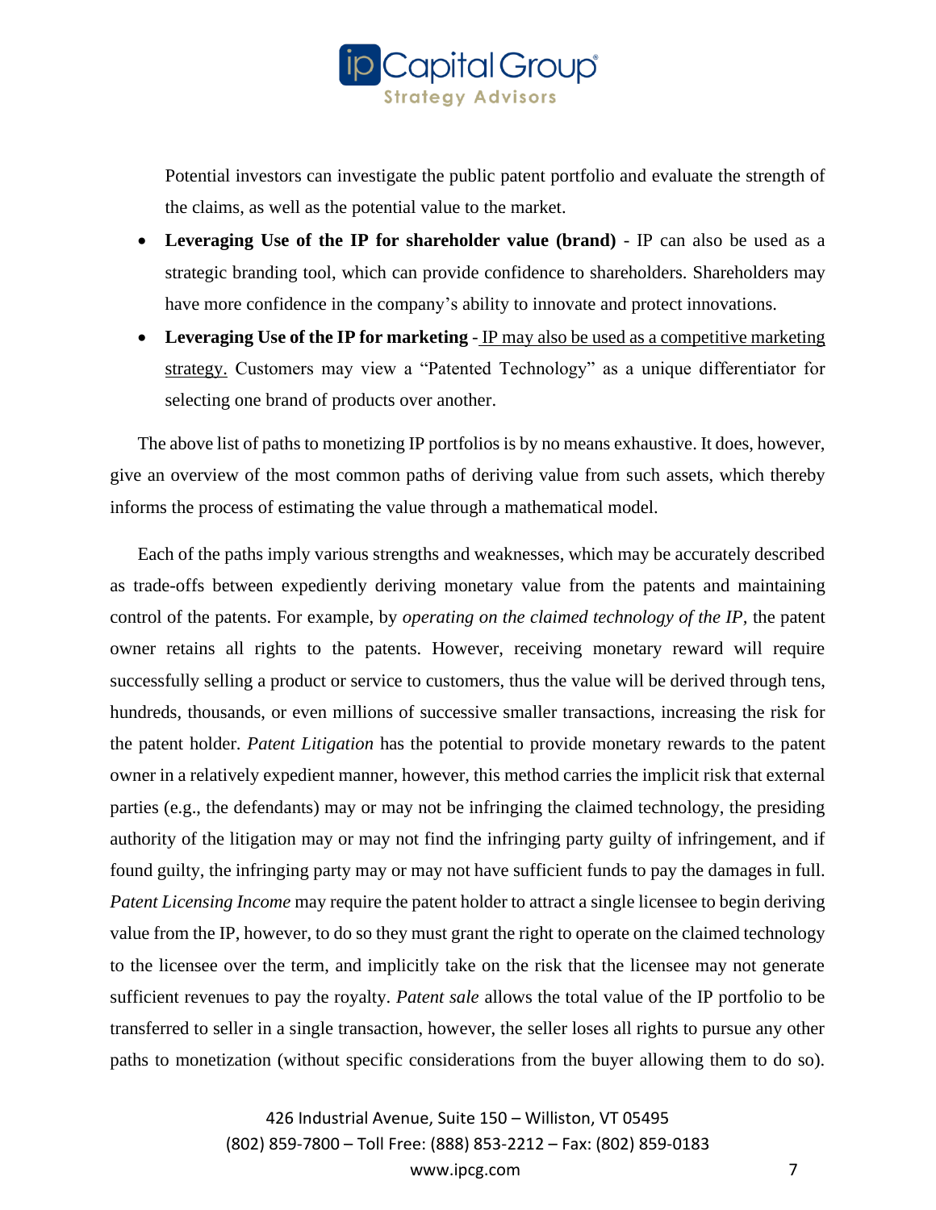Potential investors can investigate the public patent portfolio and evaluate the strength of the claims, as well as the potential value to the market.

- **Leveraging Use of the IP for shareholder value (brand)** - IP can also be used as a strategic branding tool, which can provide confidence to shareholders. Shareholders may have more confidence in the company's ability to innovate and protect innovations.
- **Leveraging Use of the IP for marketing** - <u>IP may also be used as a competitive marketing strategy.</u> Customers may view a "Patented Technology" as a unique differentiator for selecting one brand of products over another.

The above list of paths to monetizing IP portfolios is by no means exhaustive. It does, however, give an overview of the most common paths of deriving value from such assets, which thereby informs the process of estimating the value through a mathematical model.

Each of the paths imply various strengths and weaknesses, which may be accurately described as trade-offs between expediently deriving monetary value from the patents and maintaining control of the patents. For example, by *operating on the claimed technology of the IP*, the patent owner retains all rights to the patents. However, receiving monetary reward will require successfully selling a product or service to customers, thus the value will be derived through tens, hundreds, thousands, or even millions of successive smaller transactions, increasing the risk for the patent holder. *Patent Litigation* has the potential to provide monetary rewards to the patent owner in a relatively expedient manner, however, this method carries the implicit risk that external parties (e.g., the defendants) may or may not be infringing the claimed technology, the presiding authority of the litigation may or may not find the infringing party guilty of infringement, and if found guilty, the infringing party may or may not have sufficient funds to pay the damages in full. *Patent Licensing Income* may require the patent holder to attract a single licensee to begin deriving value from the IP, however, to do so they must grant the right to operate on the claimed technology to the licensee over the term, and implicitly take on the risk that the licensee may not generate sufficient revenues to pay the royalty. *Patent sale* allows the total value of the IP portfolio to be transferred to seller in a single transaction, however, the seller loses all rights to pursue any other paths to monetization (without specific considerations from the buyer allowing them to do so).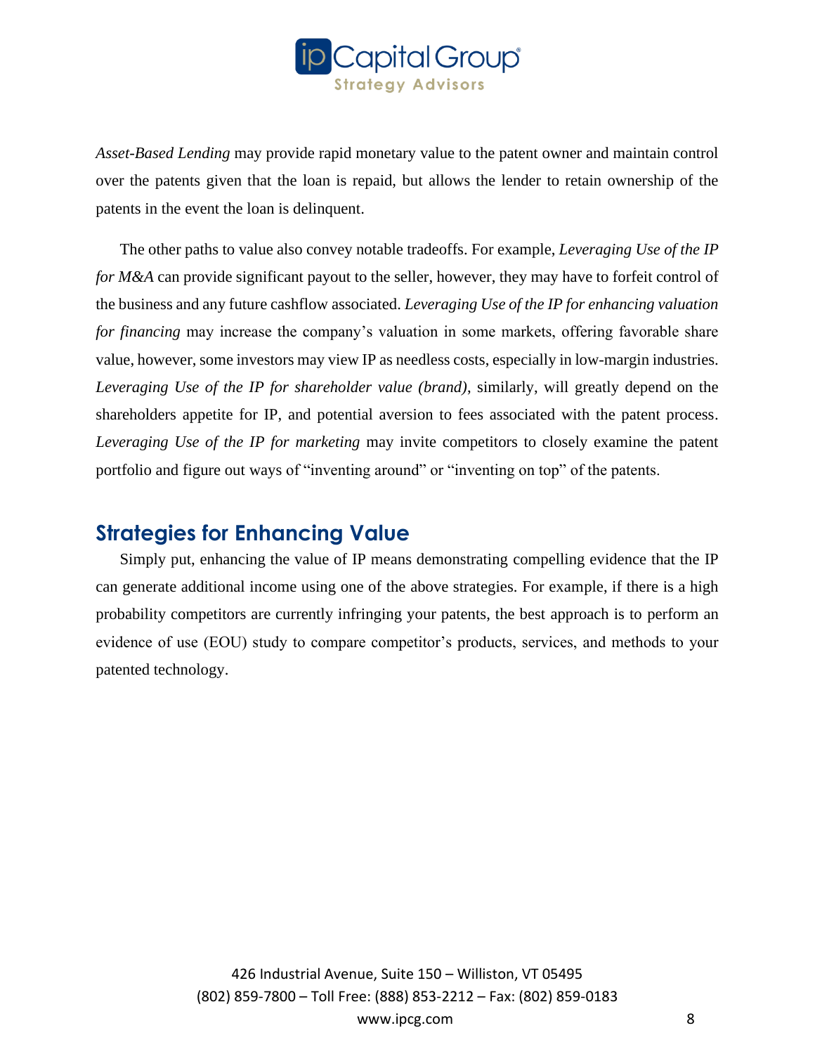*Asset-Based Lending* may provide rapid monetary value to the patent owner and maintain control over the patents given that the loan is repaid, but allows the lender to retain ownership of the patents in the event the loan is delinquent.

The other paths to value also convey notable tradeoffs. For example, *Leveraging Use of the IP for M&A* can provide significant payout to the seller, however, they may have to forfeit control of the business and any future cashflow associated. *Leveraging Use of the IP for enhancing valuation for financing* may increase the company's valuation in some markets, offering favorable share value, however, some investors may view IP as needless costs, especially in low-margin industries. *Leveraging Use of the IP for shareholder value (brand)*, similarly, will greatly depend on the shareholders appetite for IP, and potential aversion to fees associated with the patent process. *Leveraging Use of the IP for marketing* may invite competitors to closely examine the patent portfolio and figure out ways of "inventing around" or "inventing on top" of the patents.

## Strategies for Enhancing Value

Simply put, enhancing the value of IP means demonstrating compelling evidence that the IP can generate additional income using one of the above strategies. For example, if there is a high probability competitors are currently infringing your patents, the best approach is to perform an evidence of use (EOU) study to compare competitor's products, services, and methods to your patented technology.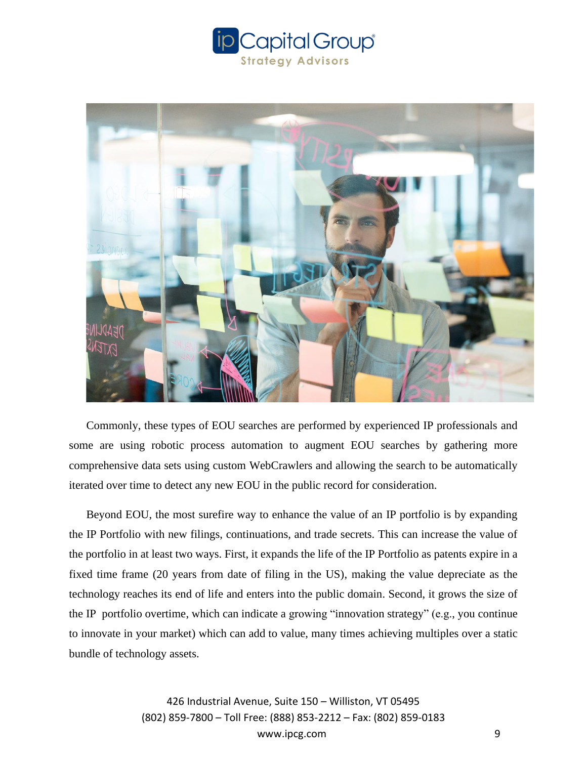Commonly, these types of EOU searches are performed by experienced IP professionals and some are using robotic process automation to augment EOU searches by gathering more comprehensive data sets using custom WebCrawlers and allowing the search to be automatically iterated over time to detect any new EOU in the public record for consideration.

Beyond EOU, the most surefire way to enhance the value of an IP portfolio is by expanding the IP Portfolio with new filings, continuations, and trade secrets. This can increase the value of the portfolio in at least two ways. First, it expands the life of the IP Portfolio as patents expire in a fixed time frame (20 years from date of filing in the US), making the value depreciate as the technology reaches its end of life and enters into the public domain. Second, it grows the size of the IP portfolio overtime, which can indicate a growing "innovation strategy" (e.g., you continue to innovate in your market) which can add to value, many times achieving multiples over a static bundle of technology assets.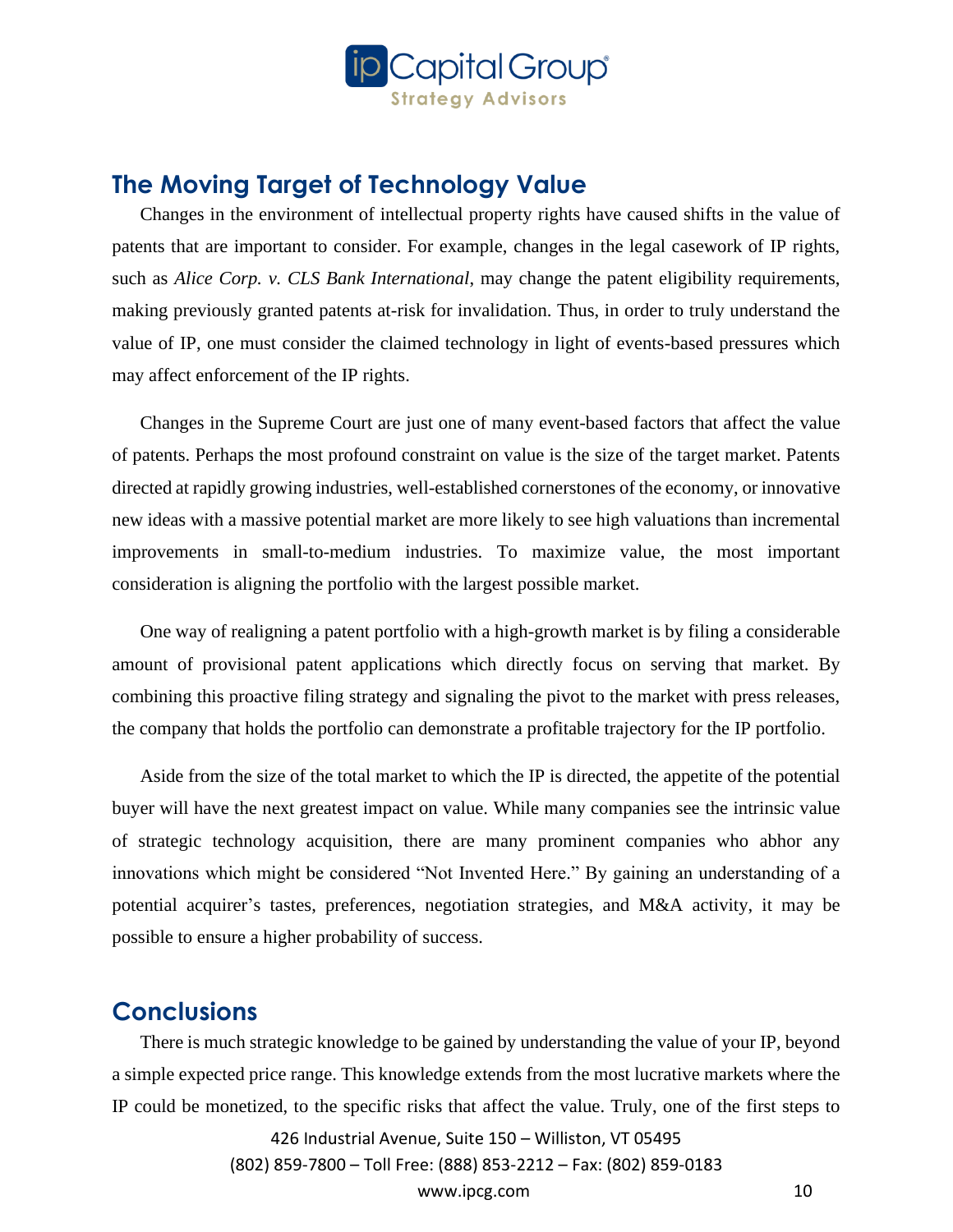## The Moving Target of Technology Value

Changes in the environment of intellectual property rights have caused shifts in the value of patents that are important to consider. For example, changes in the legal casework of IP rights, such as *Alice Corp. v. CLS Bank International*, may change the patent eligibility requirements, making previously granted patents at-risk for invalidation. Thus, in order to truly understand the value of IP, one must consider the claimed technology in light of events-based pressures which may affect enforcement of the IP rights.

Changes in the Supreme Court are just one of many event-based factors that affect the value of patents. Perhaps the most profound constraint on value is the size of the target market. Patents directed at rapidly growing industries, well-established cornerstones of the economy, or innovative new ideas with a massive potential market are more likely to see high valuations than incremental improvements in small-to-medium industries. To maximize value, the most important consideration is aligning the portfolio with the largest possible market.

One way of realigning a patent portfolio with a high-growth market is by filing a considerable amount of provisional patent applications which directly focus on serving that market. By combining this proactive filing strategy and signaling the pivot to the market with press releases, the company that holds the portfolio can demonstrate a profitable trajectory for the IP portfolio.

Aside from the size of the total market to which the IP is directed, the appetite of the potential buyer will have the next greatest impact on value. While many companies see the intrinsic value of strategic technology acquisition, there are many prominent companies who abhor any innovations which might be considered "Not Invented Here." By gaining an understanding of a potential acquirer's tastes, preferences, negotiation strategies, and M&A activity, it may be possible to ensure a higher probability of success.

## Conclusions

There is much strategic knowledge to be gained by understanding the value of your IP, beyond a simple expected price range. This knowledge extends from the most lucrative markets where the IP could be monetized, to the specific risks that affect the value. Truly, one of the first steps to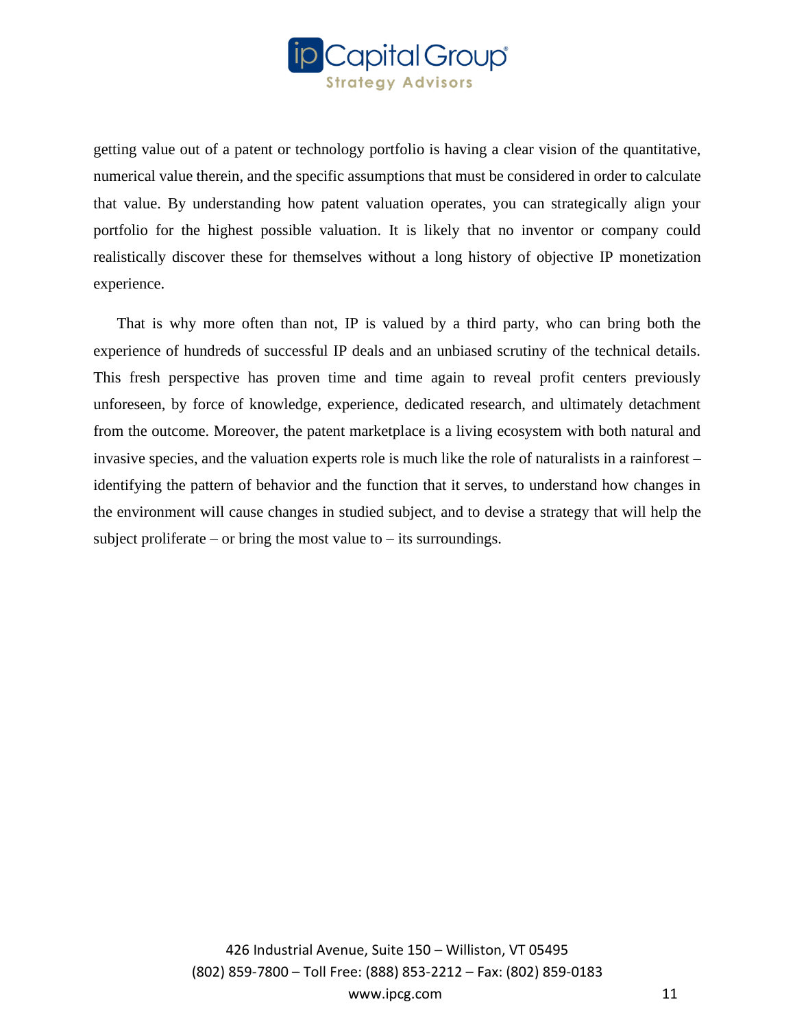getting value out of a patent or technology portfolio is having a clear vision of the quantitative, numerical value therein, and the specific assumptions that must be considered in order to calculate that value. By understanding how patent valuation operates, you can strategically align your portfolio for the highest possible valuation. It is likely that no inventor or company could realistically discover these for themselves without a long history of objective IP monetization experience.

That is why more often than not, IP is valued by a third party, who can bring both the experience of hundreds of successful IP deals and an unbiased scrutiny of the technical details. This fresh perspective has proven time and time again to reveal profit centers previously unforeseen, by force of knowledge, experience, dedicated research, and ultimately detachment from the outcome. Moreover, the patent marketplace is a living ecosystem with both natural and invasive species, and the valuation experts role is much like the role of naturalists in a rainforest – identifying the pattern of behavior and the function that it serves, to understand how changes in the environment will cause changes in studied subject, and to devise a strategy that will help the subject proliferate – or bring the most value to – its surroundings.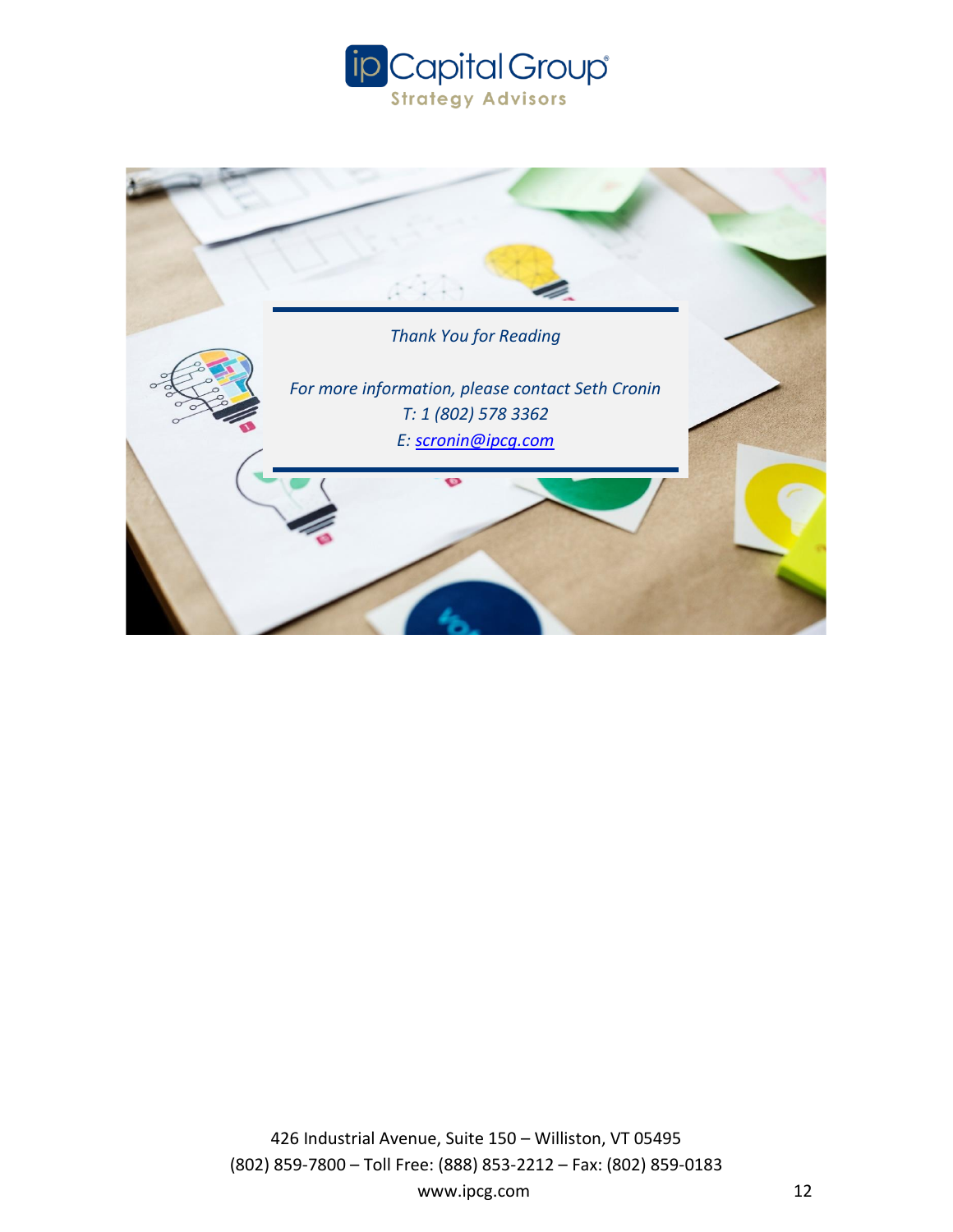*Thank You for Reading*

*For more information, please contact Seth Cronin*
*T: 1 (802) 578 3362*
*E: scronin@ipcg.com*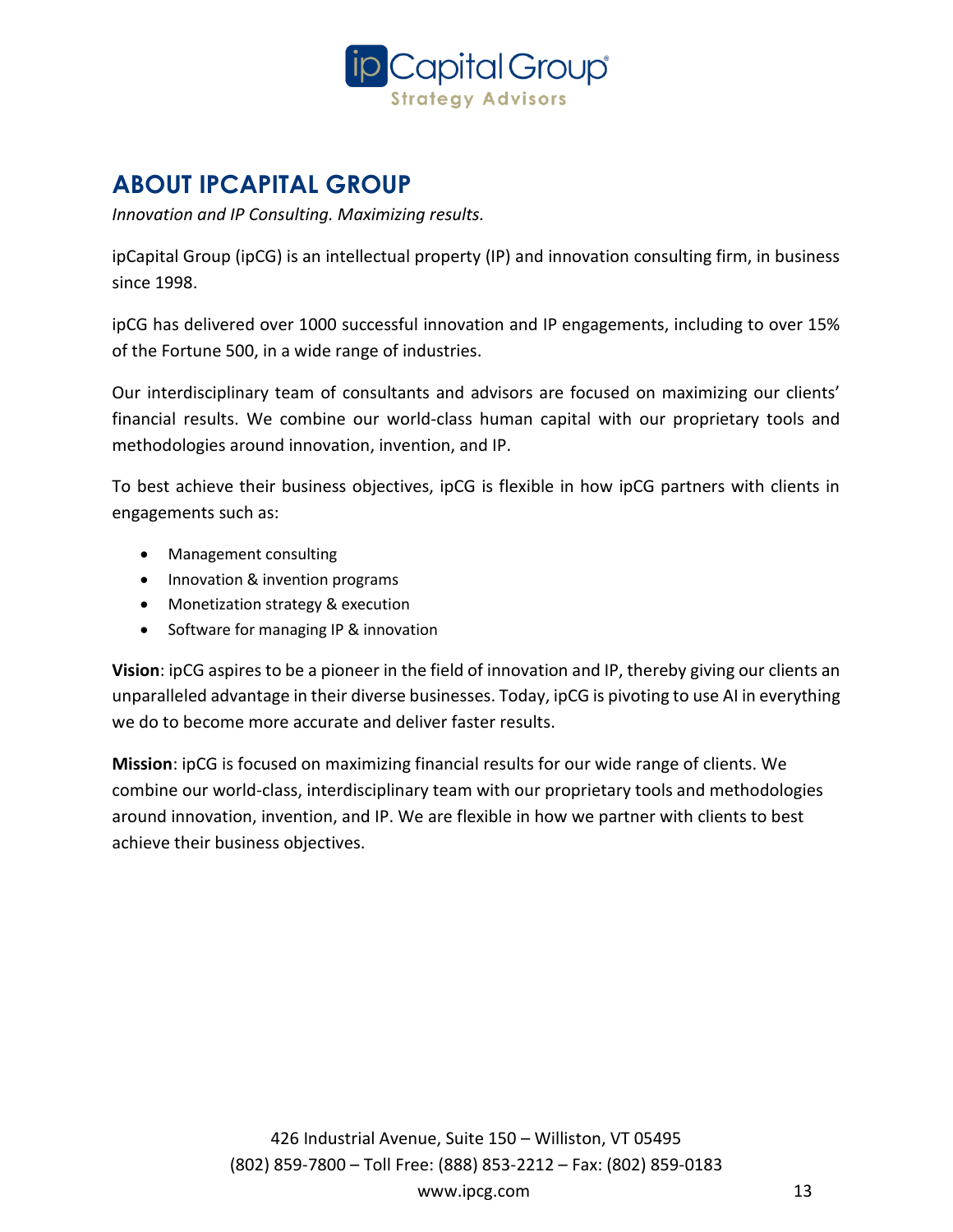## ABOUT IPCAPITAL GROUP

*Innovation and IP Consulting. Maximizing results.*

ipCapital Group (ipCG) is an intellectual property (IP) and innovation consulting firm, in business since 1998.

ipCG has delivered over 1000 successful innovation and IP engagements, including to over 15% of the Fortune 500, in a wide range of industries.

Our interdisciplinary team of consultants and advisors are focused on maximizing our clients' financial results. We combine our world-class human capital with our proprietary tools and methodologies around innovation, invention, and IP.

To best achieve their business objectives, ipCG is flexible in how ipCG partners with clients in engagements such as:

- Management consulting
- Innovation & invention programs
- Monetization strategy & execution
- Software for managing IP & innovation

**Vision**: ipCG aspires to be a pioneer in the field of innovation and IP, thereby giving our clients an unparalleled advantage in their diverse businesses. Today, ipCG is pivoting to use AI in everything we do to become more accurate and deliver faster results.

**Mission**: ipCG is focused on maximizing financial results for our wide range of clients. We combine our world-class, interdisciplinary team with our proprietary tools and methodologies around innovation, invention, and IP. We are flexible in how we partner with clients to best achieve their business objectives.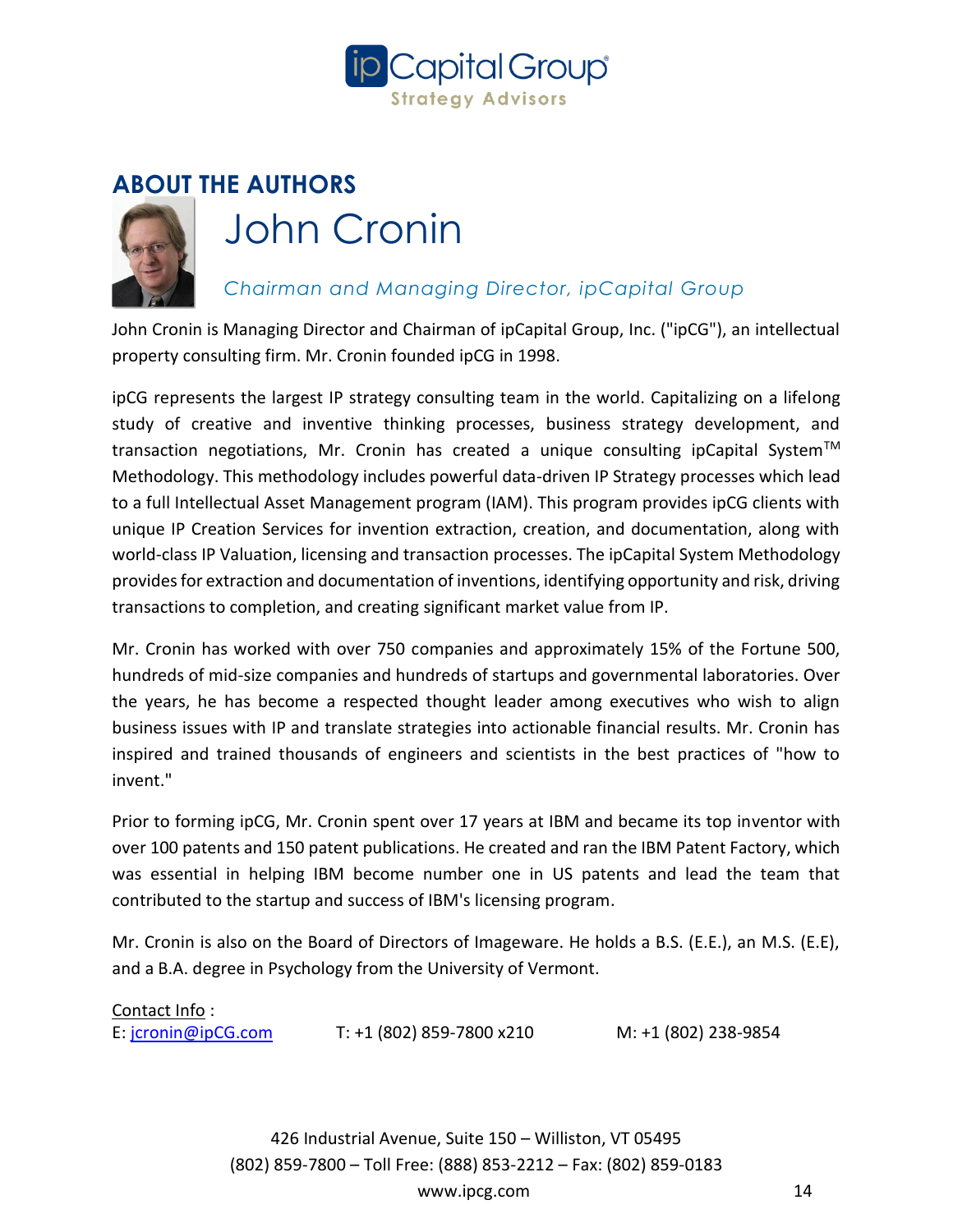## ABOUT THE AUTHORS

# John Cronin

*Chairman and Managing Director, ipCapital Group*

John Cronin is Managing Director and Chairman of ipCapital Group, Inc. ("ipCG"), an intellectual property consulting firm. Mr. Cronin founded ipCG in 1998.

ipCG represents the largest IP strategy consulting team in the world. Capitalizing on a lifelong study of creative and inventive thinking processes, business strategy development, and transaction negotiations, Mr. Cronin has created a unique consulting ipCapital System™ Methodology. This methodology includes powerful data-driven IP Strategy processes which lead to a full Intellectual Asset Management program (IAM). This program provides ipCG clients with unique IP Creation Services for invention extraction, creation, and documentation, along with world-class IP Valuation, licensing and transaction processes. The ipCapital System Methodology provides for extraction and documentation of inventions, identifying opportunity and risk, driving transactions to completion, and creating significant market value from IP.

Mr. Cronin has worked with over 750 companies and approximately 15% of the Fortune 500, hundreds of mid-size companies and hundreds of startups and governmental laboratories. Over the years, he has become a respected thought leader among executives who wish to align business issues with IP and translate strategies into actionable financial results. Mr. Cronin has inspired and trained thousands of engineers and scientists in the best practices of "how to invent."

Prior to forming ipCG, Mr. Cronin spent over 17 years at IBM and became its top inventor with over 100 patents and 150 patent publications. He created and ran the IBM Patent Factory, which was essential in helping IBM become number one in US patents and lead the team that contributed to the startup and success of IBM's licensing program.

Mr. Cronin is also on the Board of Directors of Imageware. He holds a B.S. (E.E.), an M.S. (E.E), and a B.A. degree in Psychology from the University of Vermont.

Contact Info :
E: jcronin@ipCG.com T: +1 (802) 859-7800 x210 M: +1 (802) 238-9854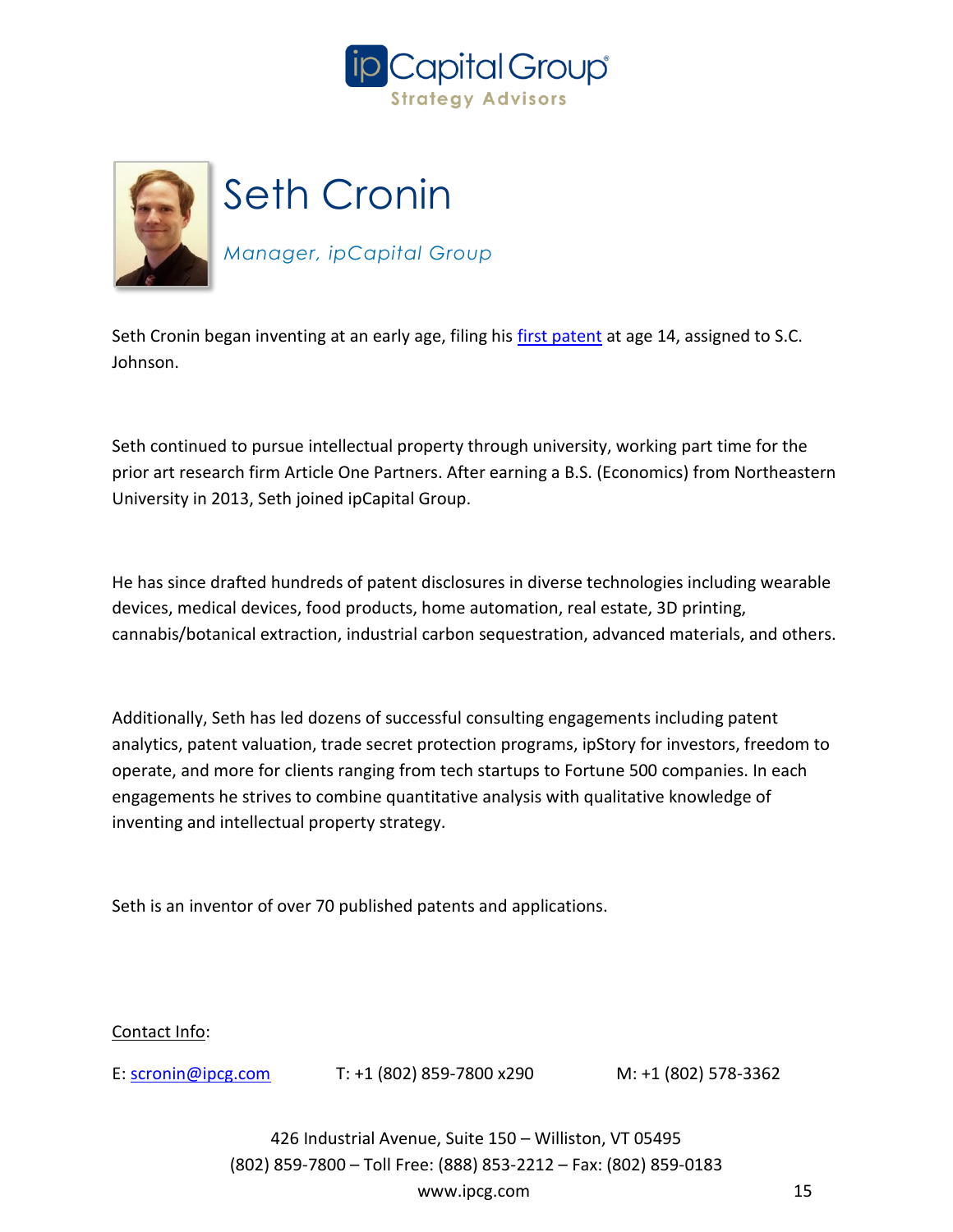# Seth Cronin

*Manager, ipCapital Group*

Seth Cronin began inventing at an early age, filing his first patent at age 14, assigned to S.C. Johnson.

Seth continued to pursue intellectual property through university, working part time for the prior art research firm Article One Partners. After earning a B.S. (Economics) from Northeastern University in 2013, Seth joined ipCapital Group.

He has since drafted hundreds of patent disclosures in diverse technologies including wearable devices, medical devices, food products, home automation, real estate, 3D printing, cannabis/botanical extraction, industrial carbon sequestration, advanced materials, and others.

Additionally, Seth has led dozens of successful consulting engagements including patent analytics, patent valuation, trade secret protection programs, ipStory for investors, freedom to operate, and more for clients ranging from tech startups to Fortune 500 companies. In each engagements he strives to combine quantitative analysis with qualitative knowledge of inventing and intellectual property strategy.

Seth is an inventor of over 70 published patents and applications.

Contact Info:

E: scronin@ipcg.com T: +1 (802) 859-7800 x290 M: +1 (802) 578-3362

426 Industrial Avenue, Suite 150 – Williston, VT 05495
(802) 859-7800 – Toll Free: (888) 853-2212 – Fax: (802) 859-0183
www.ipcg.com